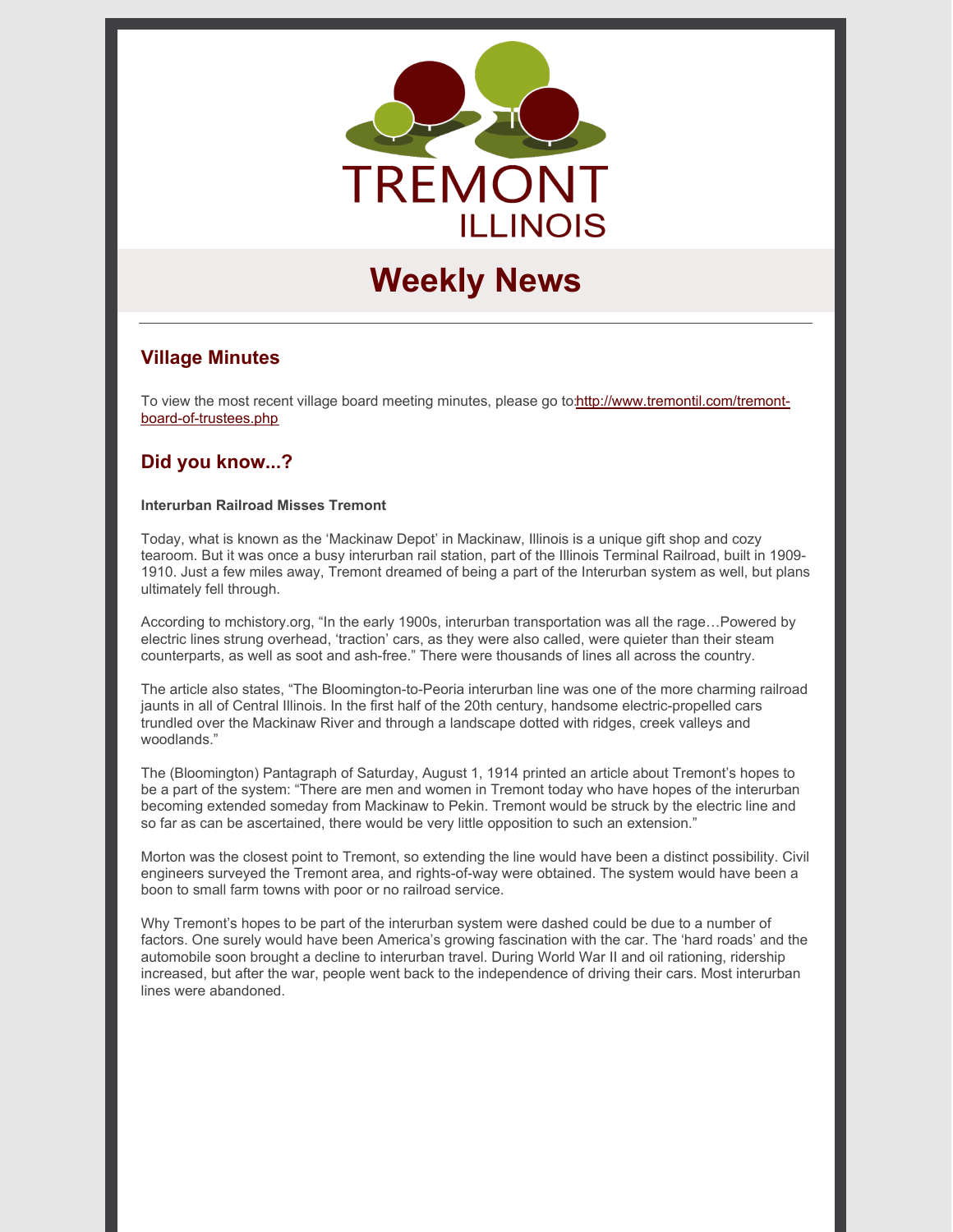TREMONT
ILLINOIS

# Weekly News

---

## Village Minutes

To view the most recent village board meeting minutes, please go to:http://www.tremontil.com/tremont-board-of-trustees.php

## Did you know...?

**Interurban Railroad Misses Tremont**

Today, what is known as the 'Mackinaw Depot' in Mackinaw, Illinois is a unique gift shop and cozy tearoom. But it was once a busy interurban rail station, part of the Illinois Terminal Railroad, built in 1909-1910. Just a few miles away, Tremont dreamed of being a part of the Interurban system as well, but plans ultimately fell through.

According to mchistory.org, "In the early 1900s, interurban transportation was all the rage…Powered by electric lines strung overhead, 'traction' cars, as they were also called, were quieter than their steam counterparts, as well as soot and ash-free." There were thousands of lines all across the country.

The article also states, "The Bloomington-to-Peoria interurban line was one of the more charming railroad jaunts in all of Central Illinois. In the first half of the 20th century, handsome electric-propelled cars trundled over the Mackinaw River and through a landscape dotted with ridges, creek valleys and woodlands."

The (Bloomington) Pantagraph of Saturday, August 1, 1914 printed an article about Tremont's hopes to be a part of the system: "There are men and women in Tremont today who have hopes of the interurban becoming extended someday from Mackinaw to Pekin. Tremont would be struck by the electric line and so far as can be ascertained, there would be very little opposition to such an extension."

Morton was the closest point to Tremont, so extending the line would have been a distinct possibility. Civil engineers surveyed the Tremont area, and rights-of-way were obtained. The system would have been a boon to small farm towns with poor or no railroad service.

Why Tremont's hopes to be part of the interurban system were dashed could be due to a number of factors. One surely would have been America's growing fascination with the car. The 'hard roads' and the automobile soon brought a decline to interurban travel. During World War II and oil rationing, ridership increased, but after the war, people went back to the independence of driving their cars. Most interurban lines were abandoned.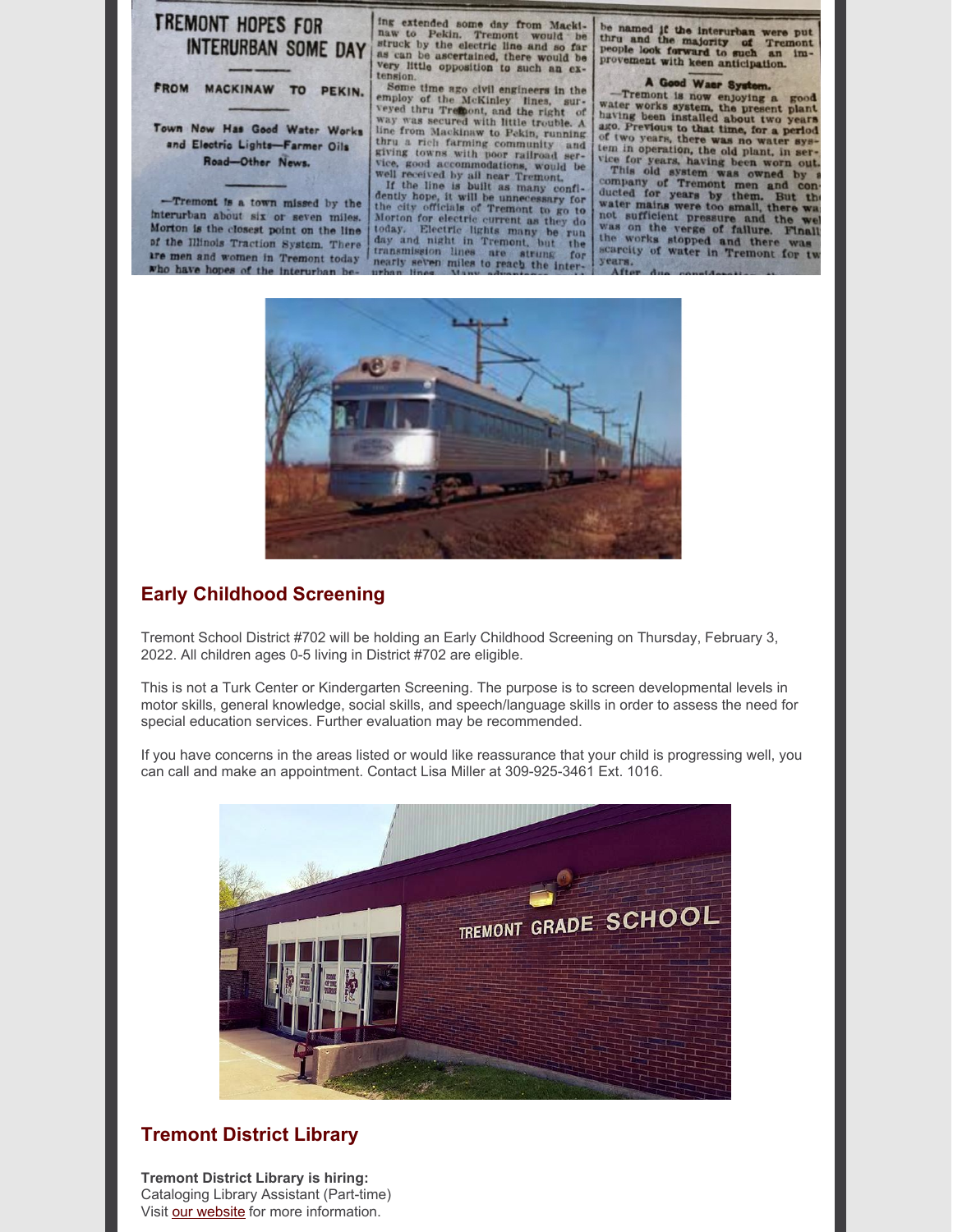# TREMONT HOPES FOR INTERURBAN SOME DAY

## FROM MACKINAW TO PEKIN.

**Town Now Has Good Water Works and Electric Lights—Farmer Oils Road—Other News.**

—Tremont is a town missed by the interurban about six or seven miles. Morton is the closest point on the line of the Illinois Traction System. There are men and women in Tremont today who have hopes of the interurban being extended some day from Mackinaw to Pekin. Tremont would be struck by the electric line and so far as can be ascertained, there would be very little opposition to such an extension.

Some time ago civil engineers in the employ of the McKinley lines, surveyed thru Tremont, and the right of way was secured with little trouble. A line from Mackinaw to Pekin, running thru a rich farming community and giving towns with poor railroad service, good accommodations, would be well received by all near Tremont.

If the line is built as many confidently hope, it will be unnecessary for the city officials of Tremont to go to Morton for electric current as they do today. Electric lights many be run day and night in Tremont, but the transmission lines are strung for nearly seven miles to reach the interurban lines. Many advantages ... be named if the interurban were put thru and the majority of Tremont people look forward to such an improvement with keen anticipation.

**A Good Waer System.**

—Tremont is now enjoying a good water works system, the present plant having been installed about two years ago. Previous to that time, for a period of two years, there was no water system in operation, the old plant, in service for years, having been worn out. This old system was owned by a company of Tremont men and conducted for years by them. But the water mains were too small, there was not sufficient pressure and the wel... was on the verge of failure. Finall... the works stopped and there was scarcity of water in Tremont for tw... years.

After due consideration ...

## Early Childhood Screening

Tremont School District #702 will be holding an Early Childhood Screening on Thursday, February 3, 2022. All children ages 0-5 living in District #702 are eligible.

This is not a Turk Center or Kindergarten Screening. The purpose is to screen developmental levels in motor skills, general knowledge, social skills, and speech/language skills in order to assess the need for special education services. Further evaluation may be recommended.

If you have concerns in the areas listed or would like reassurance that your child is progressing well, you can call and make an appointment. Contact Lisa Miller at 309-925-3461 Ext. 1016.

## Tremont District Library

**Tremont District Library is hiring:**
Cataloging Library Assistant (Part-time)
Visit our website for more information.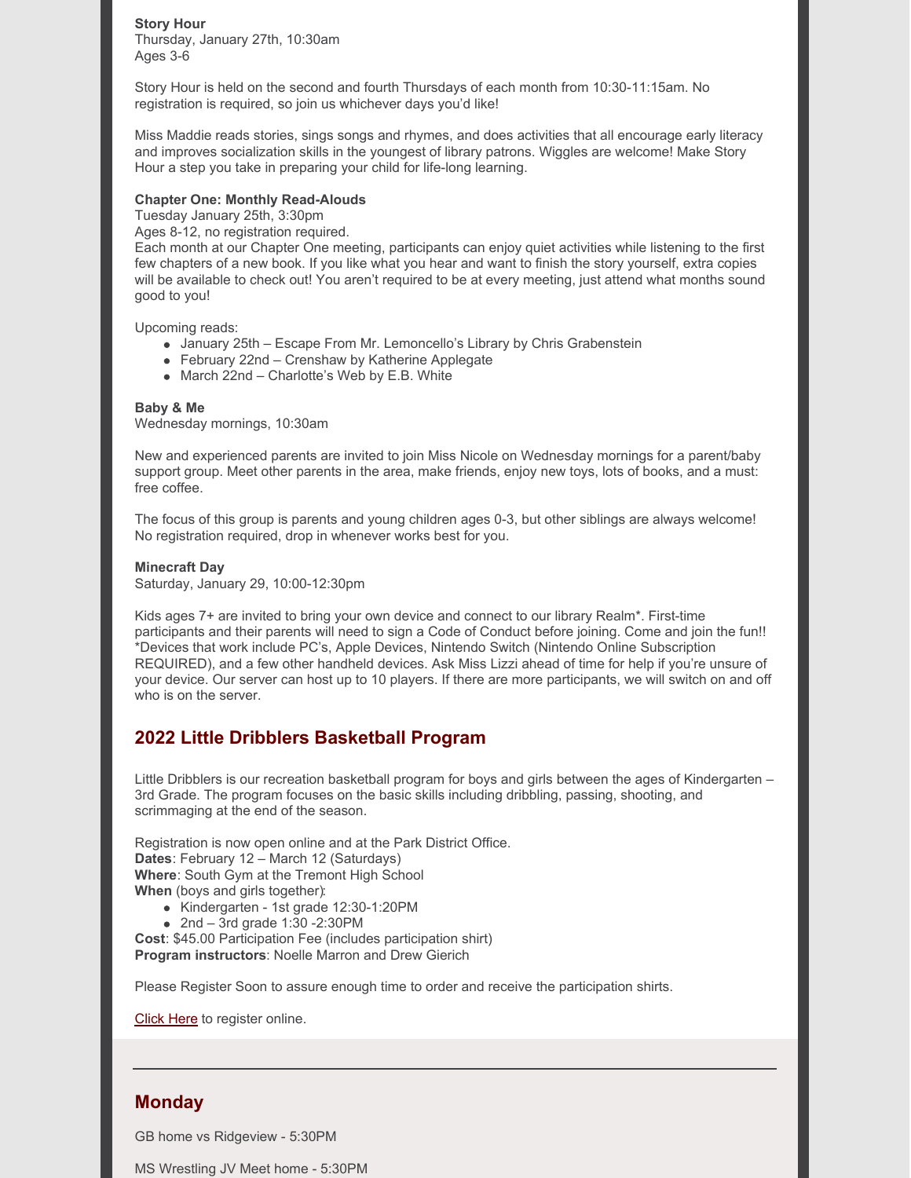**Story Hour**
Thursday, January 27th, 10:30am
Ages 3-6

Story Hour is held on the second and fourth Thursdays of each month from 10:30-11:15am. No registration is required, so join us whichever days you'd like!

Miss Maddie reads stories, sings songs and rhymes, and does activities that all encourage early literacy and improves socialization skills in the youngest of library patrons. Wiggles are welcome! Make Story Hour a step you take in preparing your child for life-long learning.

**Chapter One: Monthly Read-Alouds**
Tuesday January 25th, 3:30pm
Ages 8-12, no registration required.
Each month at our Chapter One meeting, participants can enjoy quiet activities while listening to the first few chapters of a new book. If you like what you hear and want to finish the story yourself, extra copies will be available to check out! You aren't required to be at every meeting, just attend what months sound good to you!

Upcoming reads:

- January 25th – Escape From Mr. Lemoncello's Library by Chris Grabenstein
- February 22nd – Crenshaw by Katherine Applegate
- March 22nd – Charlotte's Web by E.B. White

**Baby & Me**
Wednesday mornings, 10:30am

New and experienced parents are invited to join Miss Nicole on Wednesday mornings for a parent/baby support group. Meet other parents in the area, make friends, enjoy new toys, lots of books, and a must: free coffee.

The focus of this group is parents and young children ages 0-3, but other siblings are always welcome! No registration required, drop in whenever works best for you.

**Minecraft Day**
Saturday, January 29, 10:00-12:30pm

Kids ages 7+ are invited to bring your own device and connect to our library Realm*. First-time participants and their parents will need to sign a Code of Conduct before joining. Come and join the fun!!
*Devices that work include PC's, Apple Devices, Nintendo Switch (Nintendo Online Subscription REQUIRED), and a few other handheld devices. Ask Miss Lizzi ahead of time for help if you're unsure of your device. Our server can host up to 10 players. If there are more participants, we will switch on and off who is on the server.

## 2022 Little Dribblers Basketball Program

Little Dribblers is our recreation basketball program for boys and girls between the ages of Kindergarten – 3rd Grade. The program focuses on the basic skills including dribbling, passing, shooting, and scrimmaging at the end of the season.

Registration is now open online and at the Park District Office.
**Dates**: February 12 – March 12 (Saturdays)
**Where**: South Gym at the Tremont High School
**When** (boys and girls together):

- Kindergarten - 1st grade 12:30-1:20PM
- 2nd – 3rd grade 1:30 -2:30PM

**Cost**: $45.00 Participation Fee (includes participation shirt)
**Program instructors**: Noelle Marron and Drew Gierich

Please Register Soon to assure enough time to order and receive the participation shirts.

Click Here to register online.

---

## Monday

GB home vs Ridgeview - 5:30PM

MS Wrestling JV Meet home - 5:30PM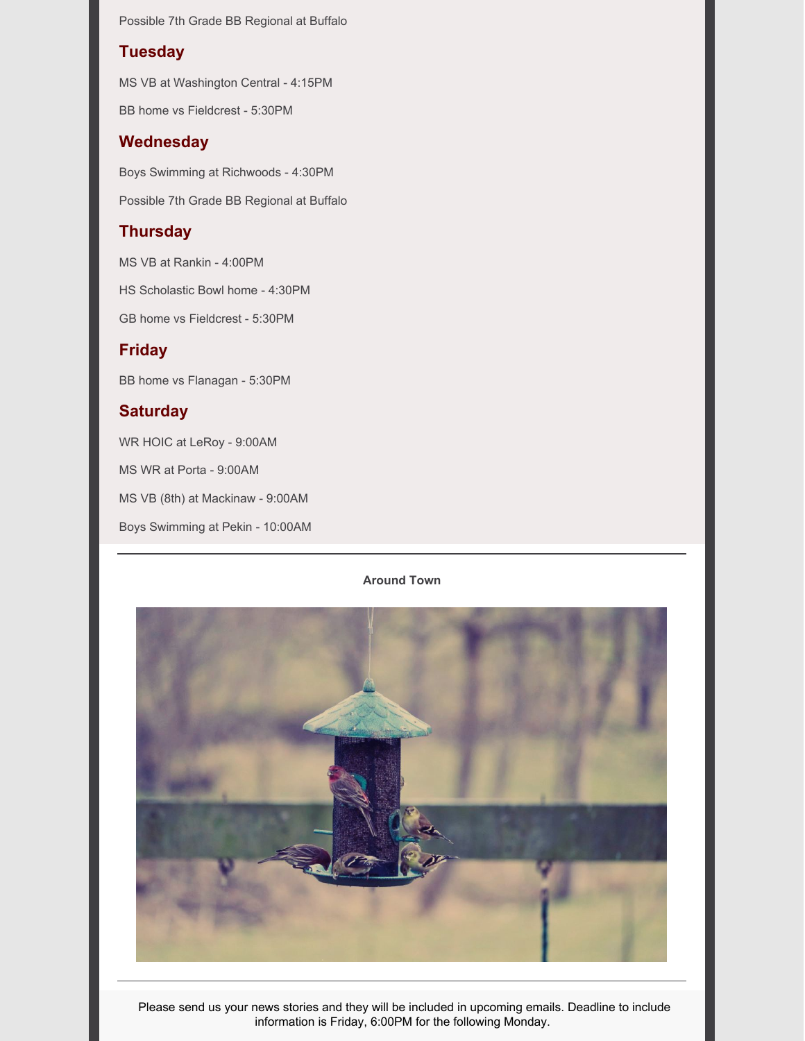Possible 7th Grade BB Regional at Buffalo

## Tuesday

MS VB at Washington Central - 4:15PM

BB home vs Fieldcrest - 5:30PM

## Wednesday

Boys Swimming at Richwoods - 4:30PM

Possible 7th Grade BB Regional at Buffalo

## Thursday

MS VB at Rankin - 4:00PM

HS Scholastic Bowl home - 4:30PM

GB home vs Fieldcrest - 5:30PM

## Friday

BB home vs Flanagan - 5:30PM

## Saturday

WR HOIC at LeRoy - 9:00AM

MS WR at Porta - 9:00AM

MS VB (8th) at Mackinaw - 9:00AM

Boys Swimming at Pekin - 10:00AM

---

**Around Town**

---

Please send us your news stories and they will be included in upcoming emails. Deadline to include information is Friday, 6:00PM for the following Monday.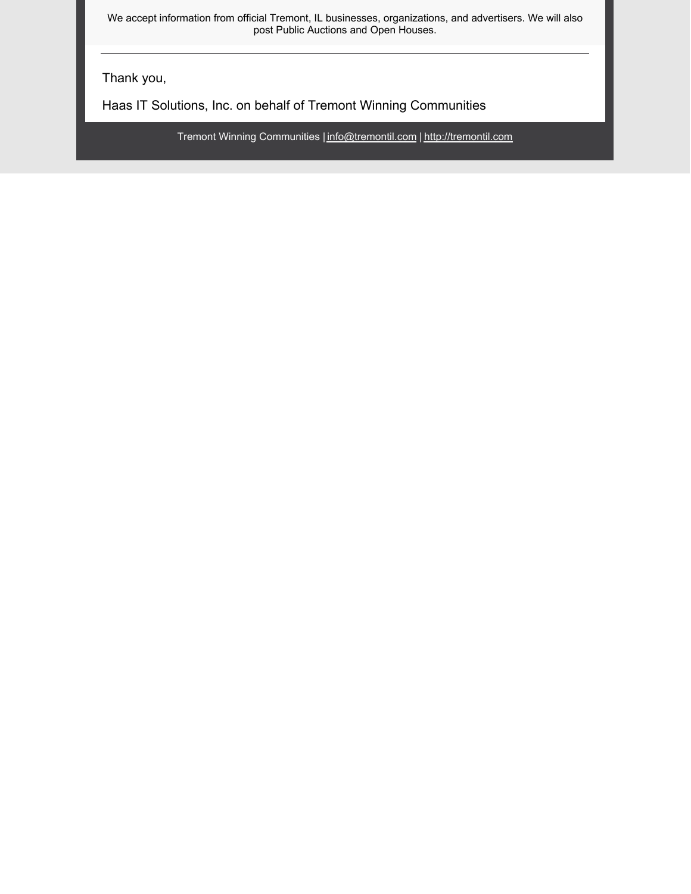We accept information from official Tremont, IL businesses, organizations, and advertisers. We will also post Public Auctions and Open Houses.

---

Thank you,

Haas IT Solutions, Inc. on behalf of Tremont Winning Communities

Tremont Winning Communities | info@tremontil.com | http://tremontil.com